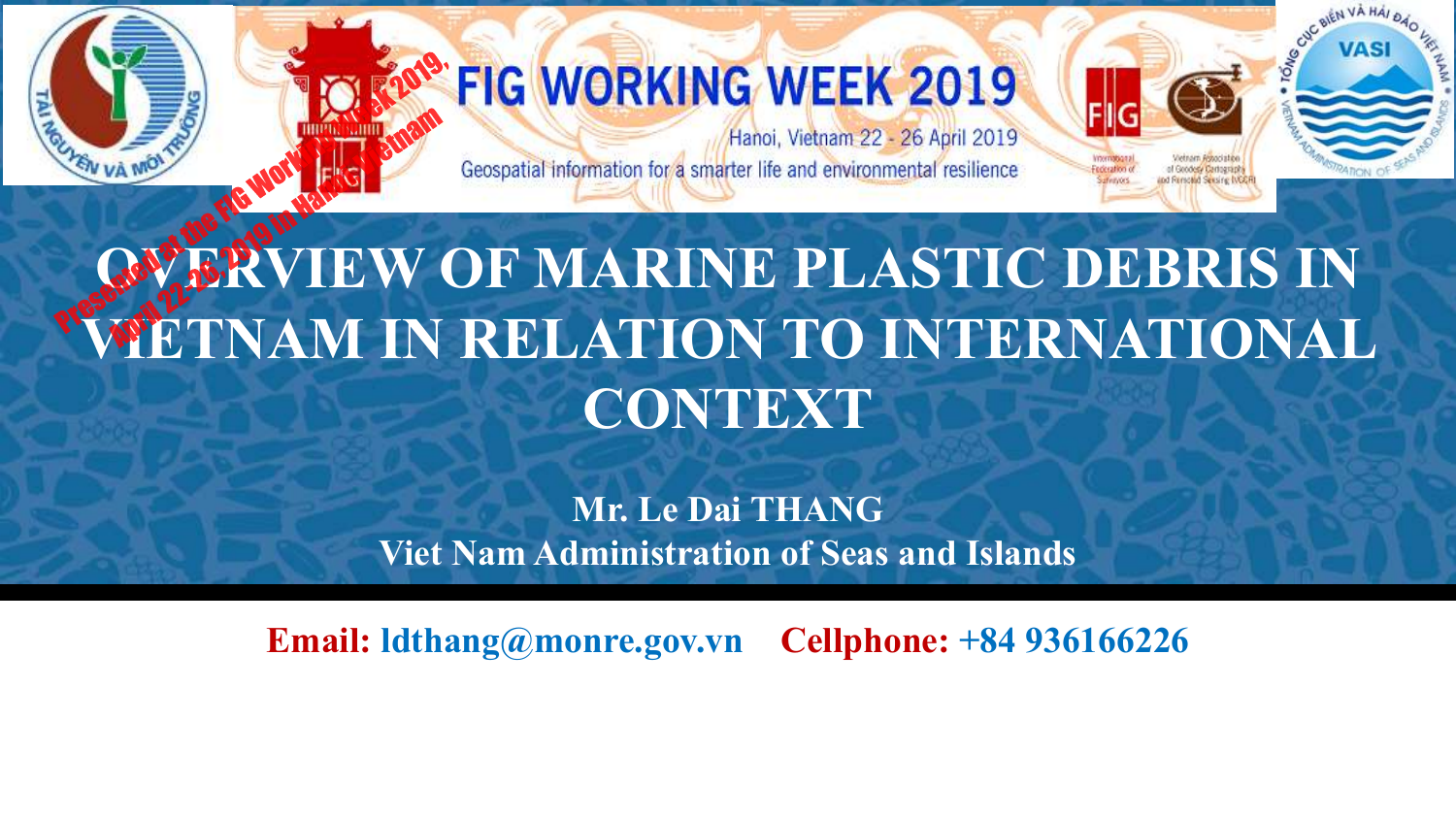FIG WORKING WEEK 2019

Hanoi, Vietnam 22 - 26 April 2019

Geospatial information for a smarter life and environmental resilience

Presented at the FIG Working Week 2019, April 22-26, 2019 in Hanoi, Vietnam

# OVERVIEW OF MARINE PLASTIC DEBRIS IN VIETNAM IN RELATION TO INTERNATIONAL CONTEXT

**Mr. Le Dai THANG**
**Viet Nam Administration of Seas and Islands**

**Email: ldthang@monre.gov.vn**  **Cellphone: +84 936166226**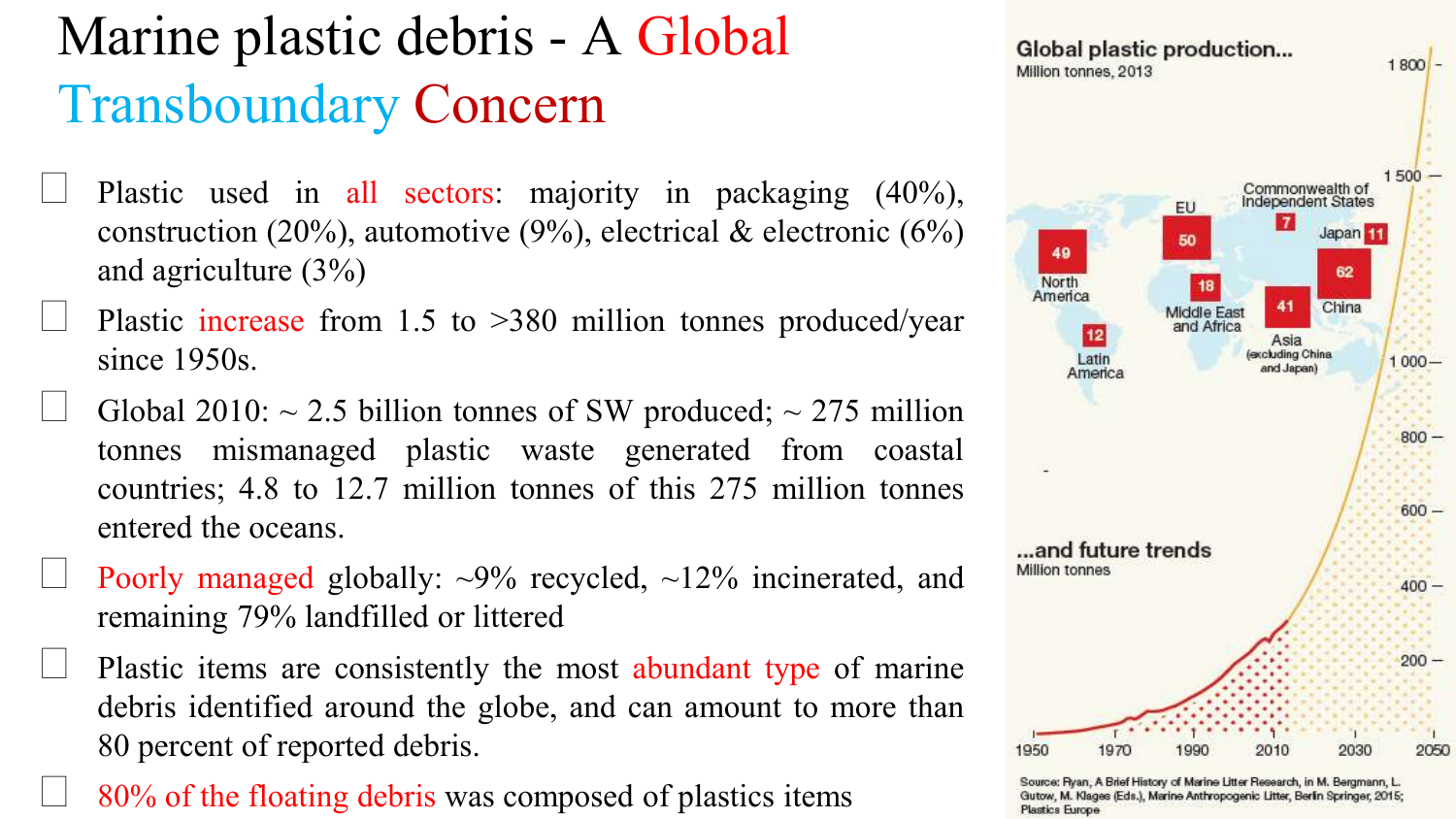# Marine plastic debris - A Global Transboundary Concern

- Plastic used in all sectors: majority in packaging (40%), construction (20%), automotive (9%), electrical & electronic (6%) and agriculture (3%)
- Plastic increase from 1.5 to >380 million tonnes produced/year since 1950s.
- Global 2010: ~ 2.5 billion tonnes of SW produced; ~ 275 million tonnes mismanaged plastic waste generated from coastal countries; 4.8 to 12.7 million tonnes of this 275 million tonnes entered the oceans.
- Poorly managed globally: ~9% recycled, ~12% incinerated, and remaining 79% landfilled or littered
- Plastic items are consistently the most abundant type of marine debris identified around the globe, and can amount to more than 80 percent of reported debris.
- 80% of the floating debris was composed of plastics items

**Global plastic production...**
Million tonnes, 2013

| Region | Million tonnes |
|---|---|
| North America | 49 |
| Latin America | 12 |
| EU | 50 |
| Middle East and Africa | 18 |
| Commonwealth of Independent States | 7 |
| Japan | 11 |
| China | 62 |
| Asia (excluding China and Japan) | 41 |

**...and future trends**
Million tonnes

Source: Ryan, A Brief History of Marine Litter Research, in M. Bergmann, L. Gutow, M. Klages (Eds.), Marine Anthropogenic Litter, Berlin Springer, 2015; Plastics Europe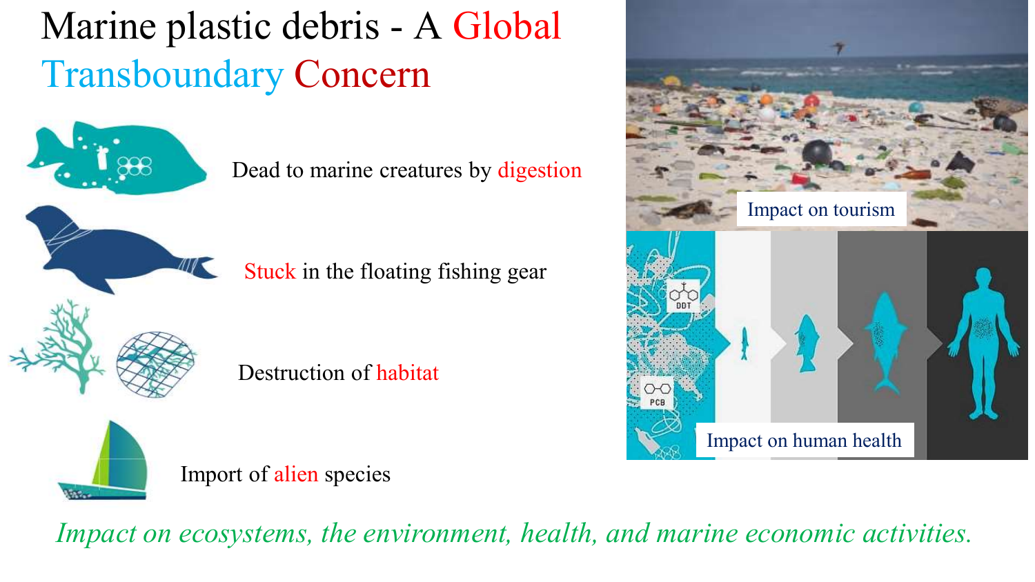# Marine plastic debris - A Global Transboundary Concern

- Dead to marine creatures by digestion
- Stuck in the floating fishing gear
- Destruction of habitat
- Import of alien species

Impact on tourism

Impact on human health

*Impact on ecosystems, the environment, health, and marine economic activities.*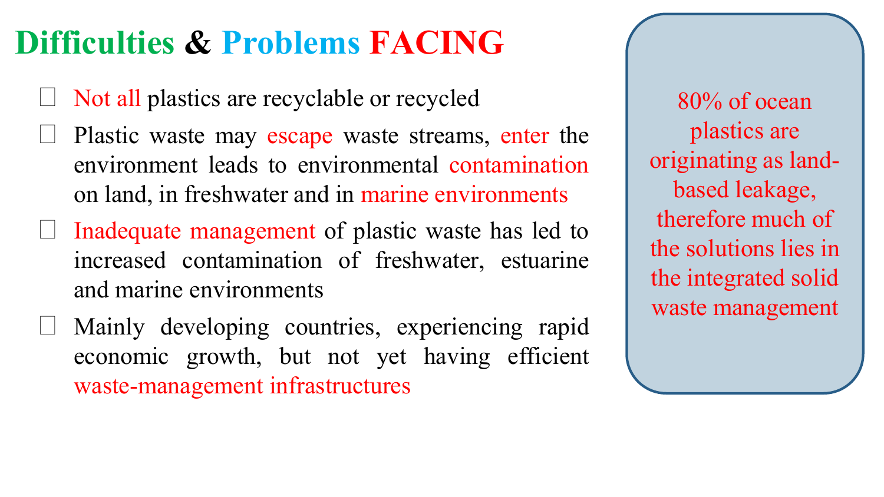# Difficulties & Problems FACING

- Not all plastics are recyclable or recycled
- Plastic waste may escape waste streams, enter the environment leads to environmental contamination on land, in freshwater and in marine environments
- Inadequate management of plastic waste has led to increased contamination of freshwater, estuarine and marine environments
- Mainly developing countries, experiencing rapid economic growth, but not yet having efficient waste-management infrastructures

> 80% of ocean plastics are originating as land-based leakage, therefore much of the solutions lies in the integrated solid waste management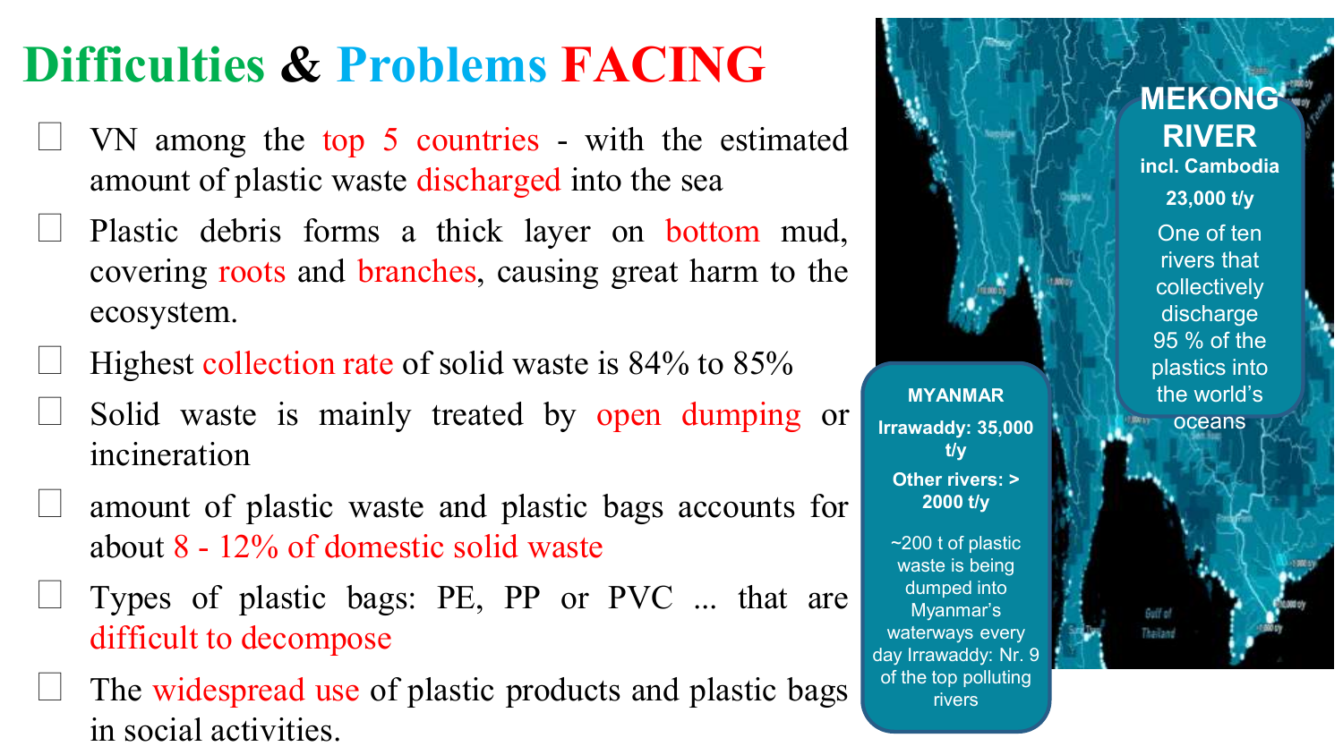# Difficulties & Problems FACING

- VN among the top 5 countries - with the estimated amount of plastic waste discharged into the sea
- Plastic debris forms a thick layer on bottom mud, covering roots and branches, causing great harm to the ecosystem.
- Highest collection rate of solid waste is 84% to 85%
- Solid waste is mainly treated by open dumping or incineration
- amount of plastic waste and plastic bags accounts for about 8 - 12% of domestic solid waste
- Types of plastic bags: PE, PP or PVC ... that are difficult to decompose
- The widespread use of plastic products and plastic bags in social activities.

**MEKONG RIVER**
**incl. Cambodia**
**23,000 t/y**
One of ten rivers that collectively discharge 95 % of the plastics into the world's oceans

**MYANMAR**
**Irrawaddy: 35,000 t/y**
**Other rivers: > 2000 t/y**
~200 t of plastic waste is being dumped into Myanmar's waterways every day Irrawaddy: Nr. 9 of the top polluting rivers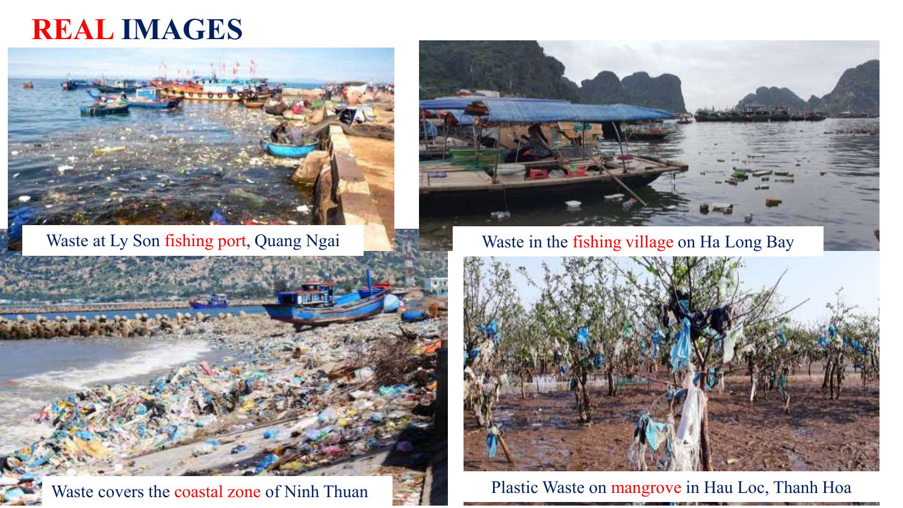# REAL IMAGES

Waste at Ly Son fishing port, Quang Ngai

Waste in the fishing village on Ha Long Bay

Waste covers the coastal zone of Ninh Thuan

Plastic Waste on mangrove in Hau Loc, Thanh Hoa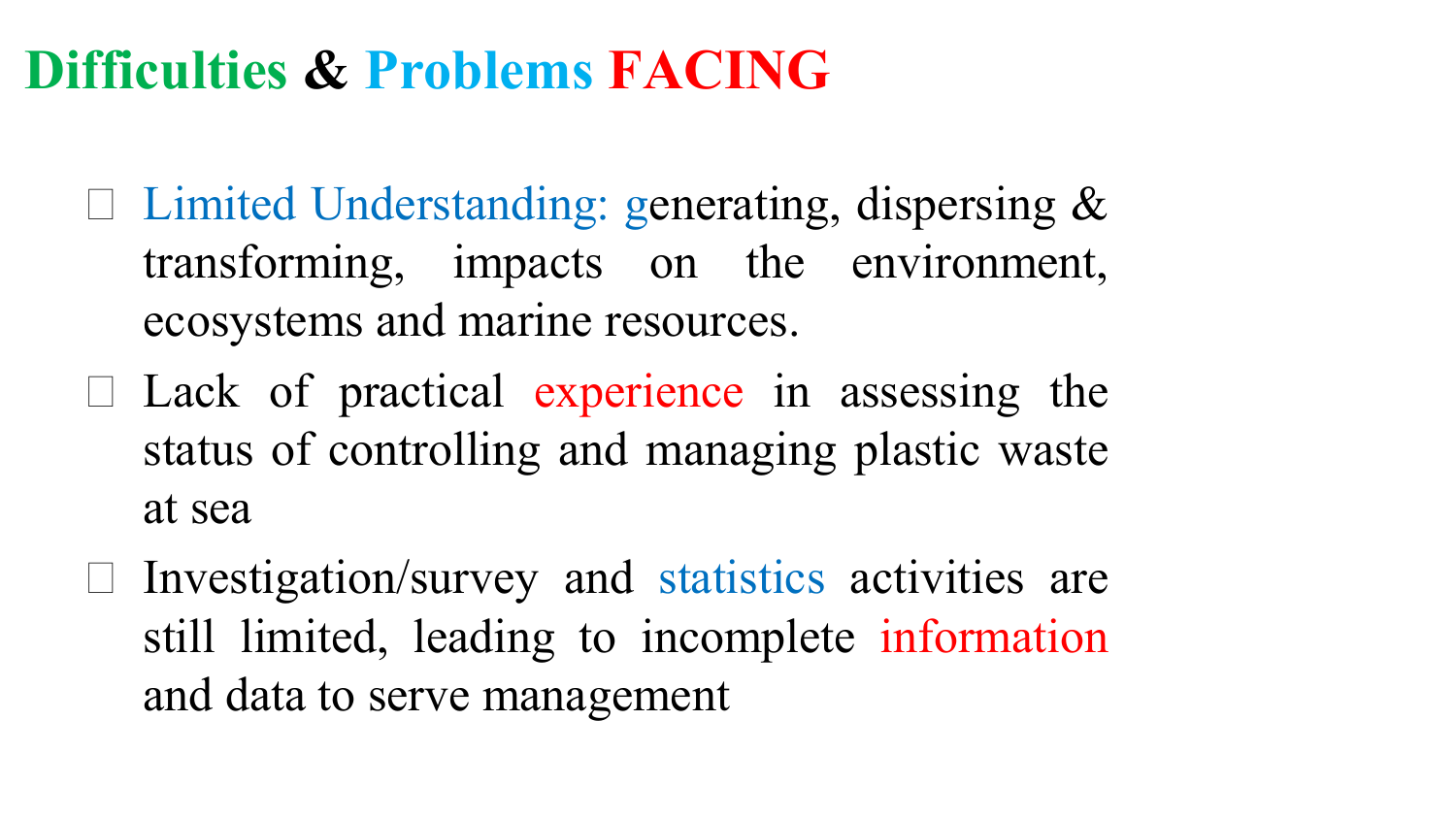# Difficulties & Problems FACING

- Limited Understanding: generating, dispersing & transforming, impacts on the environment, ecosystems and marine resources.
- Lack of practical experience in assessing the status of controlling and managing plastic waste at sea
- Investigation/survey and statistics activities are still limited, leading to incomplete information and data to serve management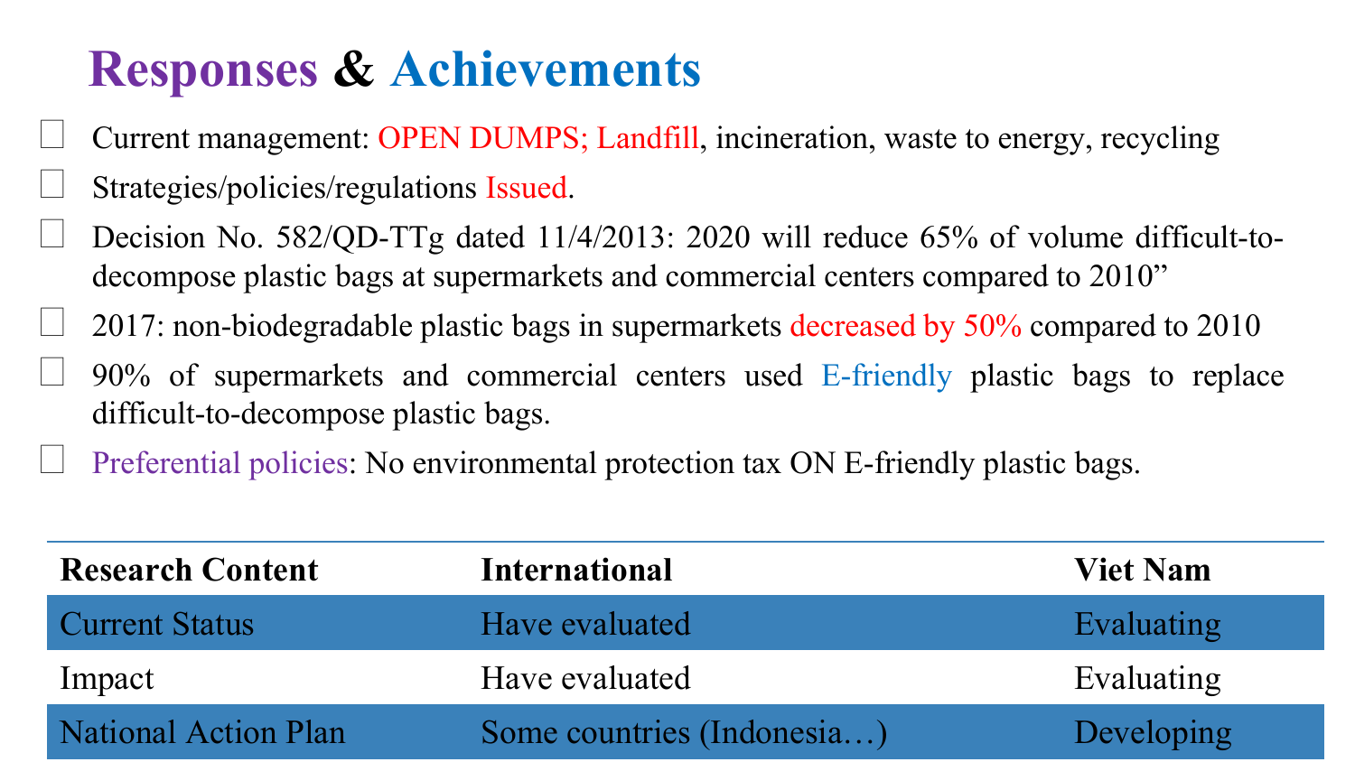# Responses & Achievements

- Current management: OPEN DUMPS; Landfill, incineration, waste to energy, recycling
- Strategies/policies/regulations Issued.
- Decision No. 582/QD-TTg dated 11/4/2013: 2020 will reduce 65% of volume difficult-to-decompose plastic bags at supermarkets and commercial centers compared to 2010"
- 2017: non-biodegradable plastic bags in supermarkets decreased by 50% compared to 2010
- 90% of supermarkets and commercial centers used E-friendly plastic bags to replace difficult-to-decompose plastic bags.
- Preferential policies: No environmental protection tax ON E-friendly plastic bags.

| Research Content | International | Viet Nam |
|---|---|---|
| Current Status | Have evaluated | Evaluating |
| Impact | Have evaluated | Evaluating |
| National Action Plan | Some countries (Indonesia…) | Developing |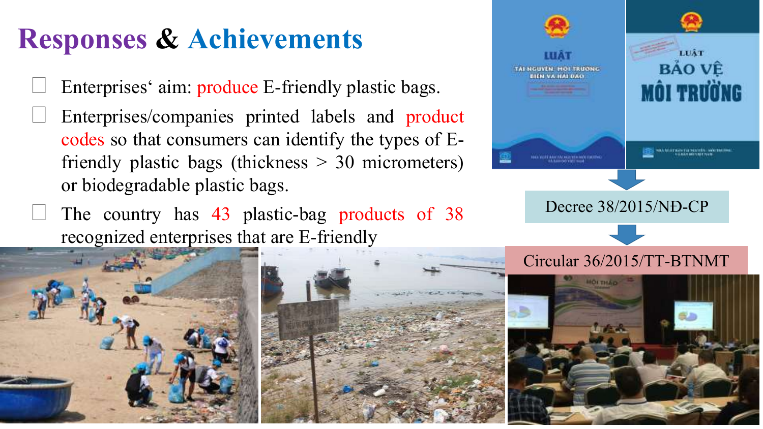# Responses & Achievements

- Enterprises' aim: produce E-friendly plastic bags.
- Enterprises/companies printed labels and product codes so that consumers can identify the types of E-friendly plastic bags (thickness > 30 micrometers) or biodegradable plastic bags.
- The country has 43 plastic-bag products of 38 recognized enterprises that are E-friendly

LUẬT TÀI NGUYÊN, MÔI TRƯỜNG BIỂN VÀ HẢI ĐẢO

LUẬT BẢO VỆ MÔI TRƯỜNG

Decree 38/2015/NĐ-CP

Circular 36/2015/TT-BTNMT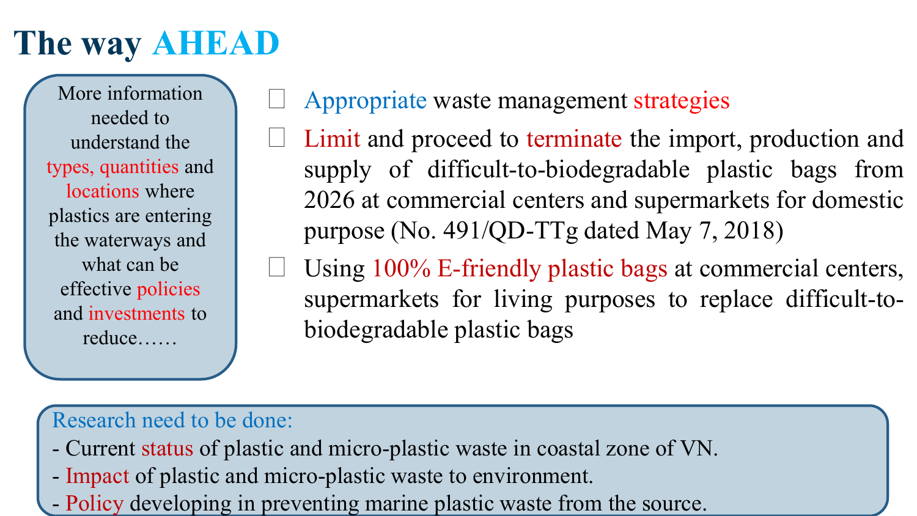# The way AHEAD

More information needed to understand the types, quantities and locations where plastics are entering the waterways and what can be effective policies and investments to reduce……

- Appropriate waste management strategies
- Limit and proceed to terminate the import, production and supply of difficult-to-biodegradable plastic bags from 2026 at commercial centers and supermarkets for domestic purpose (No. 491/QD-TTg dated May 7, 2018)
- Using 100% E-friendly plastic bags at commercial centers, supermarkets for living purposes to replace difficult-to-biodegradable plastic bags

Research need to be done:

- Current status of plastic and micro-plastic waste in coastal zone of VN.
- Impact of plastic and micro-plastic waste to environment.
- Policy developing in preventing marine plastic waste from the source.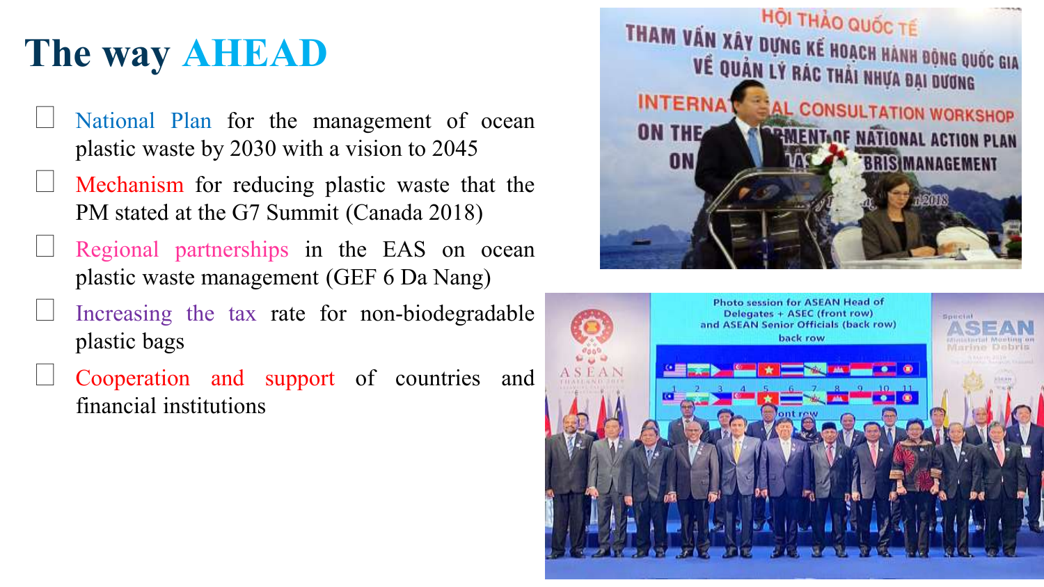# The way AHEAD

- National Plan for the management of ocean plastic waste by 2030 with a vision to 2045
- Mechanism for reducing plastic waste that the PM stated at the G7 Summit (Canada 2018)
- Regional partnerships in the EAS on ocean plastic waste management (GEF 6 Da Nang)
- Increasing the tax rate for non-biodegradable plastic bags
- Cooperation and support of countries and financial institutions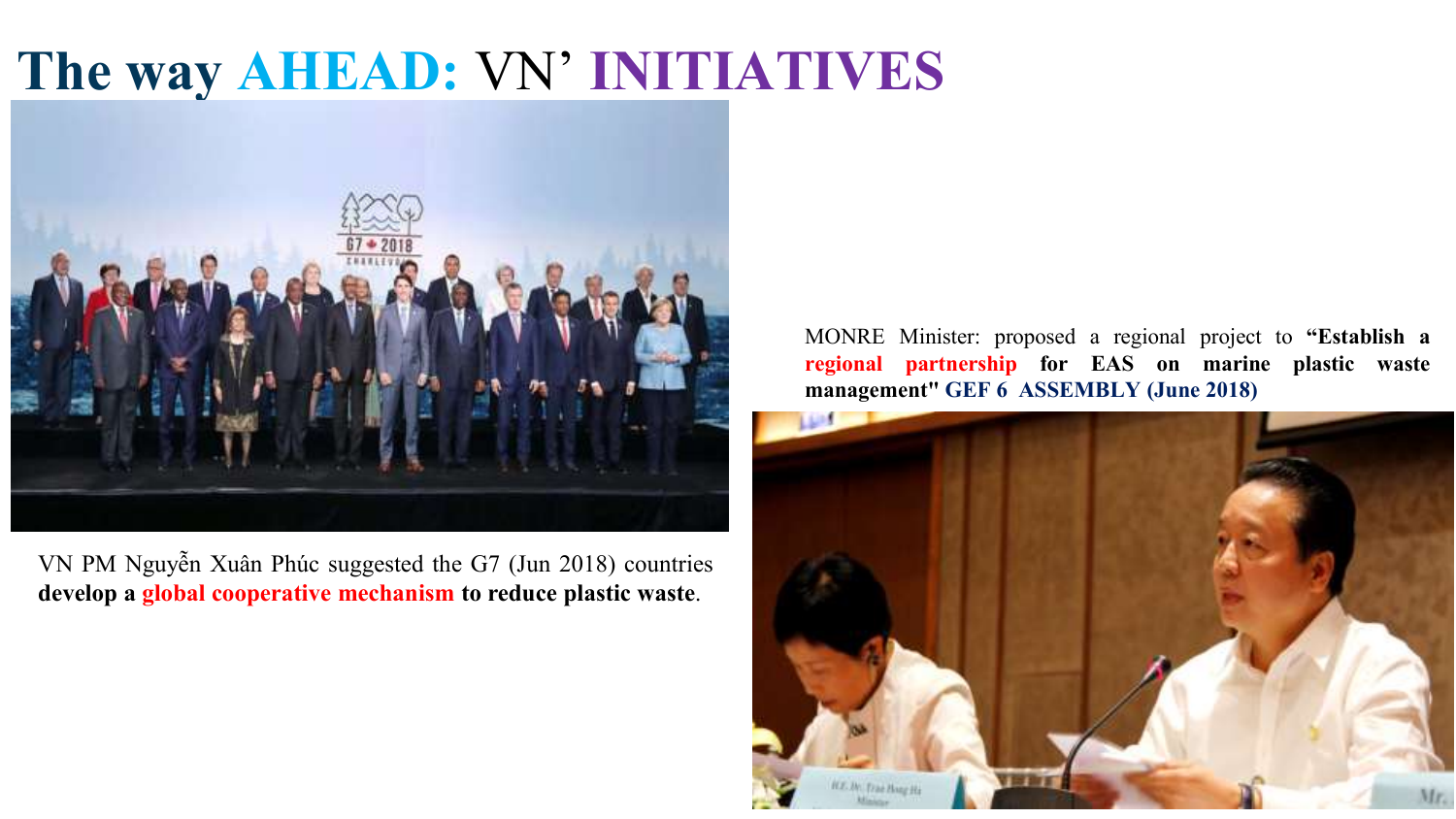# The way AHEAD: VN' INITIATIVES

VN PM Nguyễn Xuân Phúc suggested the G7 (Jun 2018) countries **develop a global cooperative mechanism to reduce plastic waste**.

MONRE Minister: proposed a regional project to **"Establish a regional partnership for EAS on marine plastic waste management" GEF 6 ASSEMBLY (June 2018)**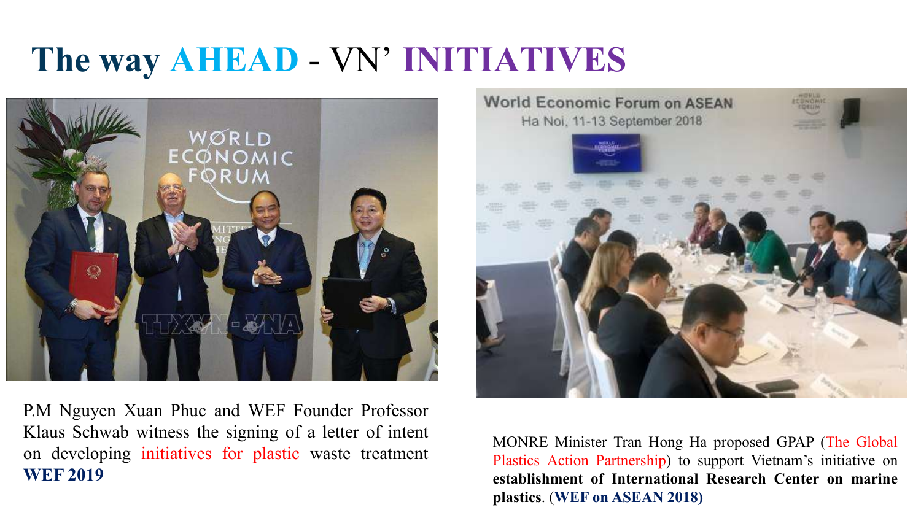# The way AHEAD - VN' INITIATIVES

P.M Nguyen Xuan Phuc and WEF Founder Professor Klaus Schwab witness the signing of a letter of intent on developing initiatives for plastic waste treatment **WEF 2019**

MONRE Minister Tran Hong Ha proposed GPAP (The Global Plastics Action Partnership) to support Vietnam's initiative on **establishment of International Research Center on marine plastics**. **(WEF on ASEAN 2018)**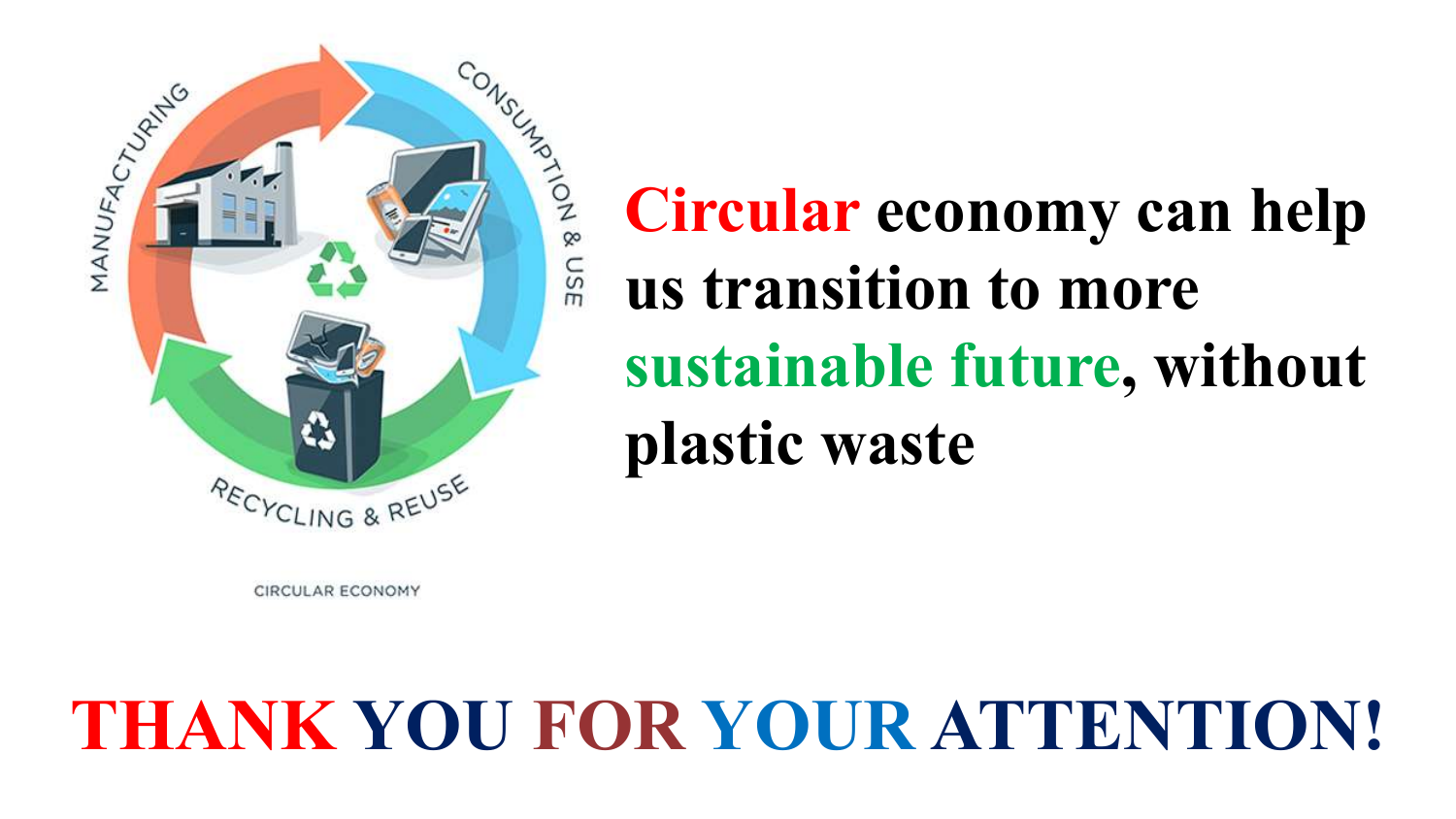MANUFACTURING

CONSUMPTION & USE

RECYCLING & REUSE

CIRCULAR ECONOMY

**Circular economy can help us transition to more sustainable future, without plastic waste**

# THANK YOU FOR YOUR ATTENTION!